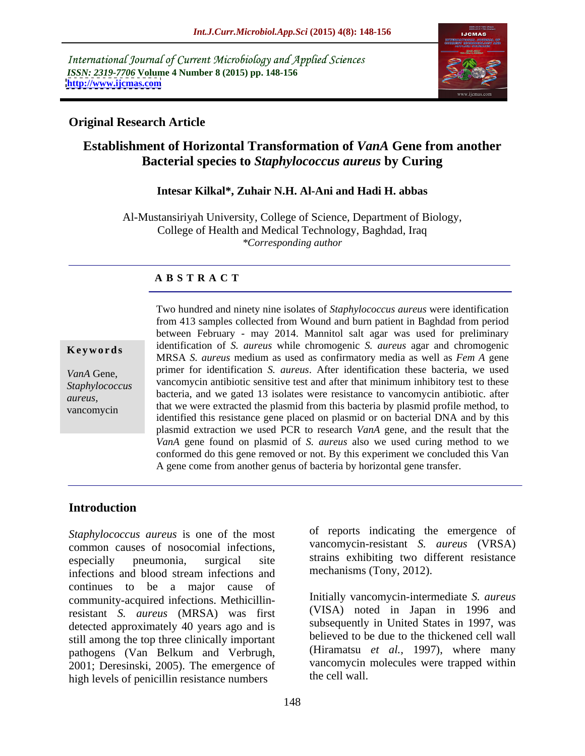International Journal of Current Microbiology and Applied Sciences
*ISSN: 2319-7706* **Volume 4 Number 8 (2015) pp. 148-156**
**http://www.ijcmas.com**

**Original Research Article**

# Establishment of Horizontal Transformation of *VanA* Gene from another Bacterial species to *Staphylococcus aureus* by Curing

**Intesar Kilkal\*, Zuhair N.H. Al-Ani and Hadi H. abbas**

Al-Mustansiriyah University, College of Science, Department of Biology, College of Health and Medical Technology, Baghdad, Iraq
*\*Corresponding author*

## A B S T R A C T

**Keywords**

*VanA* Gene, *Staphylococcus aureus*, vancomycin

Two hundred and ninety nine isolates of *Staphylococcus aureus* were identification from 413 samples collected from Wound and burn patient in Baghdad from period between February - may 2014. Mannitol salt agar was used for preliminary identification of *S. aureus* while chromogenic *S. aureus* agar and chromogenic MRSA *S. aureus* medium as used as confirmatory media as well as *Fem A* gene primer for identification *S. aureus*. After identification these bacteria, we used vancomycin antibiotic sensitive test and after that minimum inhibitory test to these bacteria, and we gated 13 isolates were resistance to vancomycin antibiotic. after that we were extracted the plasmid from this bacteria by plasmid profile method, to identified this resistance gene placed on plasmid or on bacterial DNA and by this plasmid extraction we used PCR to research *VanA* gene, and the result that the *VanA* gene found on plasmid of *S. aureus* also we used curing method to we conformed do this gene removed or not. By this experiment we concluded this Van A gene come from another genus of bacteria by horizontal gene transfer.

## Introduction

*Staphylococcus aureus* is one of the most common causes of nosocomial infections, especially pneumonia, surgical site infections and blood stream infections and continues to be a major cause of community-acquired infections. Methicillin-resistant *S. aureus* (MRSA) was first detected approximately 40 years ago and is still among the top three clinically important pathogens (Van Belkum and Verbrugh, 2001; Deresinski, 2005). The emergence of high levels of penicillin resistance numbers of reports indicating the emergence of vancomycin-resistant *S. aureus* (VRSA) strains exhibiting two different resistance mechanisms (Tony, 2012).

Initially vancomycin-intermediate *S. aureus* (VISA) noted in Japan in 1996 and subsequently in United States in 1997, was believed to be due to the thickened cell wall (Hiramatsu *et al.,* 1997), where many vancomycin molecules were trapped within the cell wall.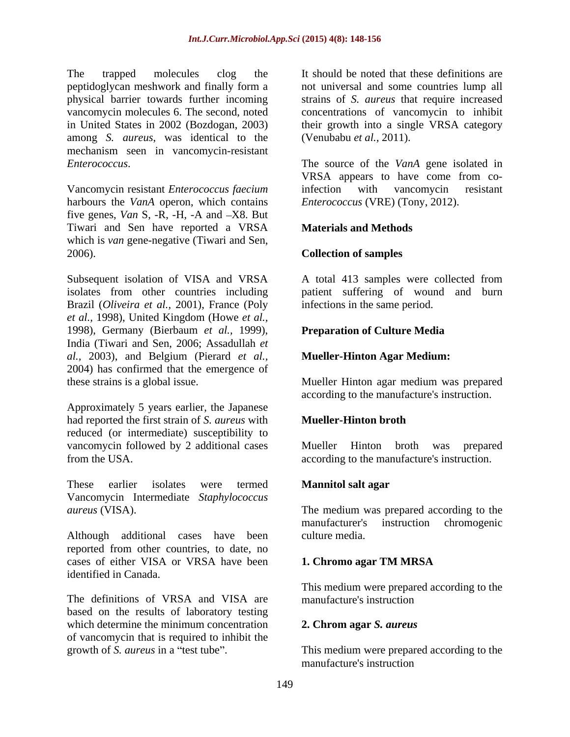The trapped molecules clog the peptidoglycan meshwork and finally form a physical barrier towards further incoming vancomycin molecules 6. The second, noted in United States in 2002 (Bozdogan, 2003) among *S. aureus*, was identical to the mechanism seen in vancomycin-resistant *Enterococcus*.

Vancomycin resistant *Enterococcus faecium* harbours the *VanA* operon, which contains five genes, *Van* S, -R, -H, -A and –X8. But Tiwari and Sen have reported a VRSA which is *van* gene-negative (Tiwari and Sen, 2006).

Subsequent isolation of VISA and VRSA isolates from other countries including Brazil (*Oliveira et al.,* 2001), France (Poly *et al.,* 1998), United Kingdom (Howe *et al.,* 1998), Germany (Bierbaum *et al.,* 1999), India (Tiwari and Sen, 2006; Assadullah *et al.,* 2003), and Belgium (Pierard *et al.,* 2004) has confirmed that the emergence of these strains is a global issue.

Approximately 5 years earlier, the Japanese had reported the first strain of *S. aureus* with reduced (or intermediate) susceptibility to vancomycin followed by 2 additional cases from the USA.

These earlier isolates were termed Vancomycin Intermediate *Staphylococcus aureus* (VISA).

Although additional cases have been reported from other countries, to date, no cases of either VISA or VRSA have been identified in Canada.

The definitions of VRSA and VISA are based on the results of laboratory testing which determine the minimum concentration of vancomycin that is required to inhibit the growth of *S. aureus* in a "test tube".

It should be noted that these definitions are not universal and some countries lump all strains of *S. aureus* that require increased concentrations of vancomycin to inhibit their growth into a single VRSA category (Venubabu *et al.,* 2011).

The source of the *VanA* gene isolated in VRSA appears to have come from co-infection with vancomycin resistant *Enterococcus* (VRE) (Tony, 2012).

## Materials and Methods

### Collection of samples

A total 413 samples were collected from patient suffering of wound and burn infections in the same period.

### Preparation of Culture Media

### Mueller-Hinton Agar Medium:

Mueller Hinton agar medium was prepared according to the manufacture's instruction.

### Mueller-Hinton broth

Mueller Hinton broth was prepared according to the manufacture's instruction.

### Mannitol salt agar

The medium was prepared according to the manufacturer's instruction chromogenic culture media.

### 1. Chromo agar TM MRSA

This medium were prepared according to the manufacture's instruction

### 2. Chrom agar *S. aureus*

This medium were prepared according to the manufacture's instruction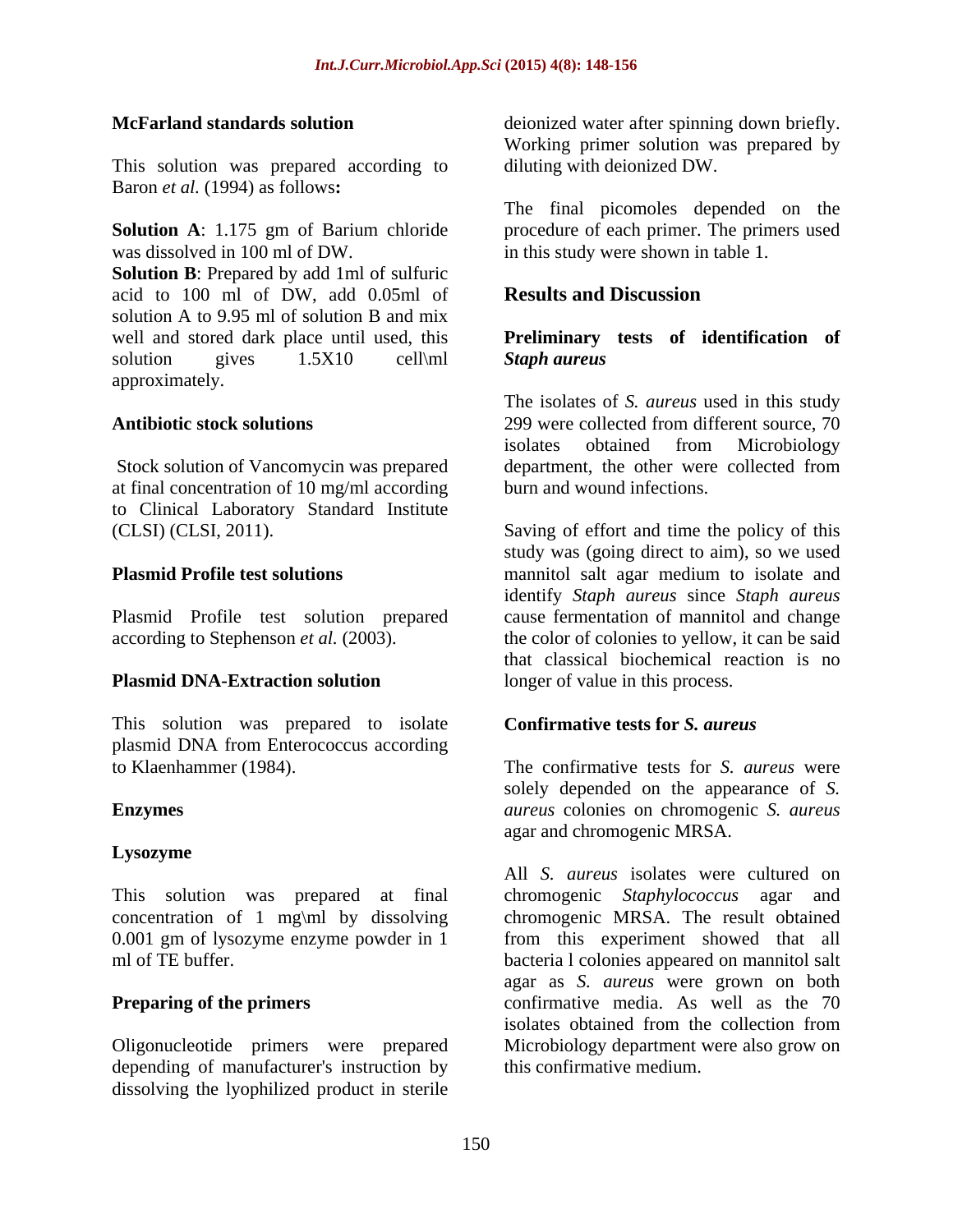### McFarland standards solution

This solution was prepared according to Baron *et al.* (1994) as follows**:**

**Solution A**: 1.175 gm of Barium chloride was dissolved in 100 ml of DW.

**Solution B**: Prepared by add 1ml of sulfuric acid to 100 ml of DW, add 0.05ml of solution A to 9.95 ml of solution B and mix well and stored dark place until used, this solution gives 1.5X10 cell\ml approximately.

### Antibiotic stock solutions

Stock solution of Vancomycin was prepared at final concentration of 10 mg/ml according to Clinical Laboratory Standard Institute (CLSI) (CLSI, 2011).

### Plasmid Profile test solutions

Plasmid Profile test solution prepared according to Stephenson *et al.* (2003).

### Plasmid DNA-Extraction solution

This solution was prepared to isolate plasmid DNA from Enterococcus according to Klaenhammer (1984).

### Enzymes

#### Lysozyme

This solution was prepared at final concentration of 1 mg\ml by dissolving 0.001 gm of lysozyme enzyme powder in 1 ml of TE buffer.

### Preparing of the primers

Oligonucleotide primers were prepared depending of manufacturer's instruction by dissolving the lyophilized product in sterile deionized water after spinning down briefly. Working primer solution was prepared by diluting with deionized DW.

The final picomoles depended on the procedure of each primer. The primers used in this study were shown in table 1.

## Results and Discussion

### Preliminary tests of identification of *Staph aureus*

The isolates of *S. aureus* used in this study 299 were collected from different source, 70 isolates obtained from Microbiology department, the other were collected from burn and wound infections.

Saving of effort and time the policy of this study was (going direct to aim), so we used mannitol salt agar medium to isolate and identify *Staph aureus* since *Staph aureus* cause fermentation of mannitol and change the color of colonies to yellow, it can be said that classical biochemical reaction is no longer of value in this process.

### Confirmative tests for *S. aureus*

The confirmative tests for *S. aureus* were solely depended on the appearance of *S. aureus* colonies on chromogenic *S. aureus* agar and chromogenic MRSA.

All *S. aureus* isolates were cultured on chromogenic *Staphylococcus* agar and chromogenic MRSA. The result obtained from this experiment showed that all bacteria l colonies appeared on mannitol salt agar as *S. aureus* were grown on both confirmative media. As well as the 70 isolates obtained from the collection from Microbiology department were also grow on this confirmative medium.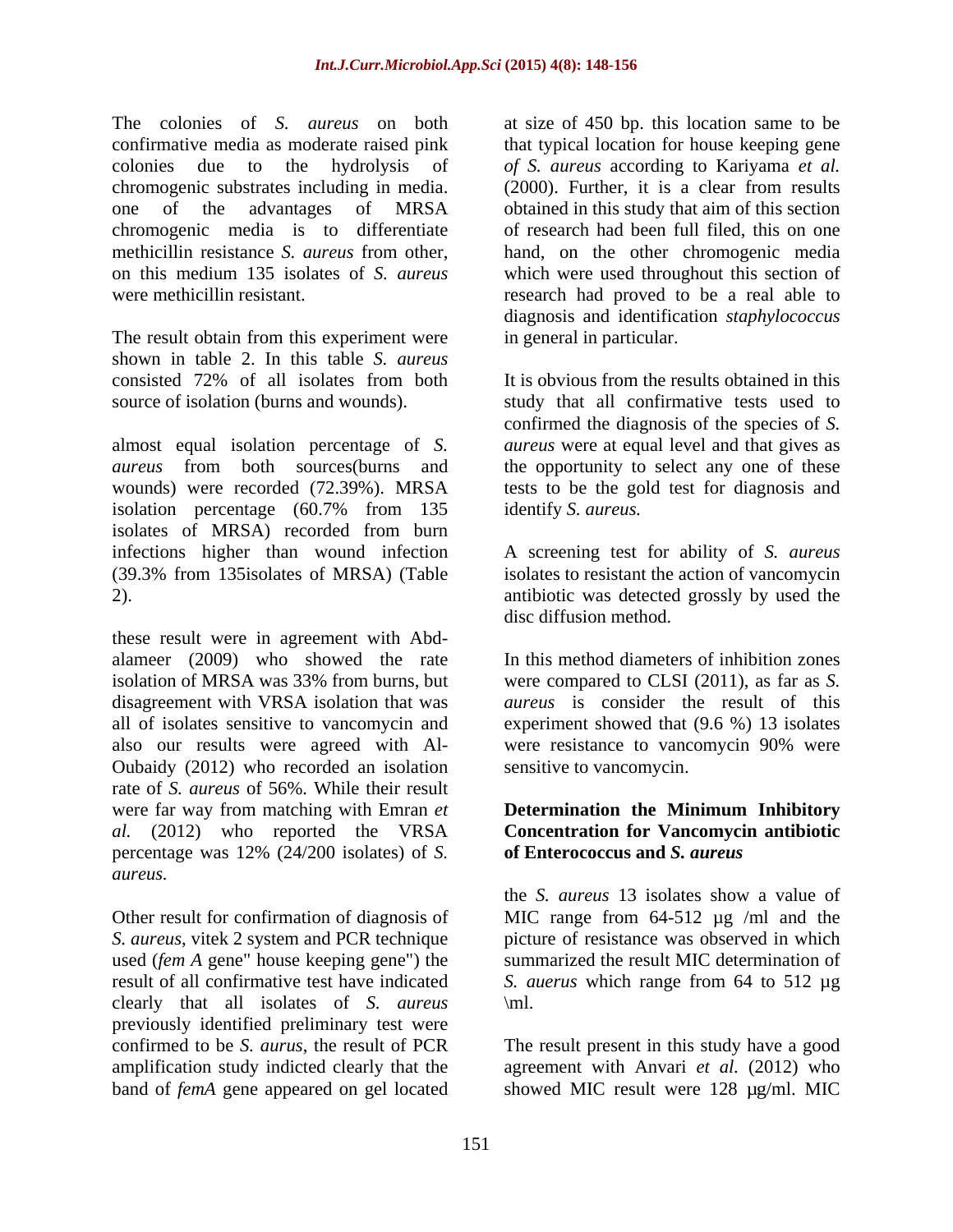The colonies of *S. aureus* on both confirmative media as moderate raised pink colonies due to the hydrolysis of chromogenic substrates including in media. one of the advantages of MRSA chromogenic media is to differentiate methicillin resistance *S. aureus* from other, on this medium 135 isolates of *S. aureus* were methicillin resistant.

The result obtain from this experiment were shown in table 2. In this table *S. aureus* consisted 72% of all isolates from both source of isolation (burns and wounds).

almost equal isolation percentage of *S. aureus* from both sources(burns and wounds) were recorded (72.39%). MRSA isolation percentage (60.7% from 135 isolates of MRSA) recorded from burn infections higher than wound infection (39.3% from 135isolates of MRSA) (Table 2).

these result were in agreement with Abd-alameer (2009) who showed the rate isolation of MRSA was 33% from burns, but disagreement with VRSA isolation that was all of isolates sensitive to vancomycin and also our results were agreed with Al-Oubaidy (2012) who recorded an isolation rate of *S. aureus* of 56%. While their result were far way from matching with Emran *et al.* (2012) who reported the VRSA percentage was 12% (24/200 isolates) of *S. aureus.*

Other result for confirmation of diagnosis of *S. aureus*, vitek 2 system and PCR technique used (*fem A* gene" house keeping gene") the result of all confirmative test have indicated clearly that all isolates of *S. aureus* previously identified preliminary test were confirmed to be *S. aurus*, the result of PCR amplification study indicted clearly that the band of *femA* gene appeared on gel located at size of 450 bp. this location same to be that typical location for house keeping gene *of S. aureus* according to Kariyama *et al.* (2000). Further, it is a clear from results obtained in this study that aim of this section of research had been full filed, this on one hand, on the other chromogenic media which were used throughout this section of research had proved to be a real able to diagnosis and identification *staphylococcus* in general in particular.

It is obvious from the results obtained in this study that all confirmative tests used to confirmed the diagnosis of the species of *S. aureus* were at equal level and that gives as the opportunity to select any one of these tests to be the gold test for diagnosis and identify *S. aureus.*

A screening test for ability of *S. aureus* isolates to resistant the action of vancomycin antibiotic was detected grossly by used the disc diffusion method.

In this method diameters of inhibition zones were compared to CLSI (2011), as far as *S. aureus* is consider the result of this experiment showed that (9.6 %) 13 isolates were resistance to vancomycin 90% were sensitive to vancomycin.

**Determination the Minimum Inhibitory Concentration for Vancomycin antibiotic of Enterococcus and *S. aureus***

the *S. aureus* 13 isolates show a value of MIC range from 64-512 µg /ml and the picture of resistance was observed in which summarized the result MIC determination of *S. auerus* which range from 64 to 512 µg \ml.

The result present in this study have a good agreement with Anvari *et al.* (2012) who showed MIC result were 128 µg/ml. MIC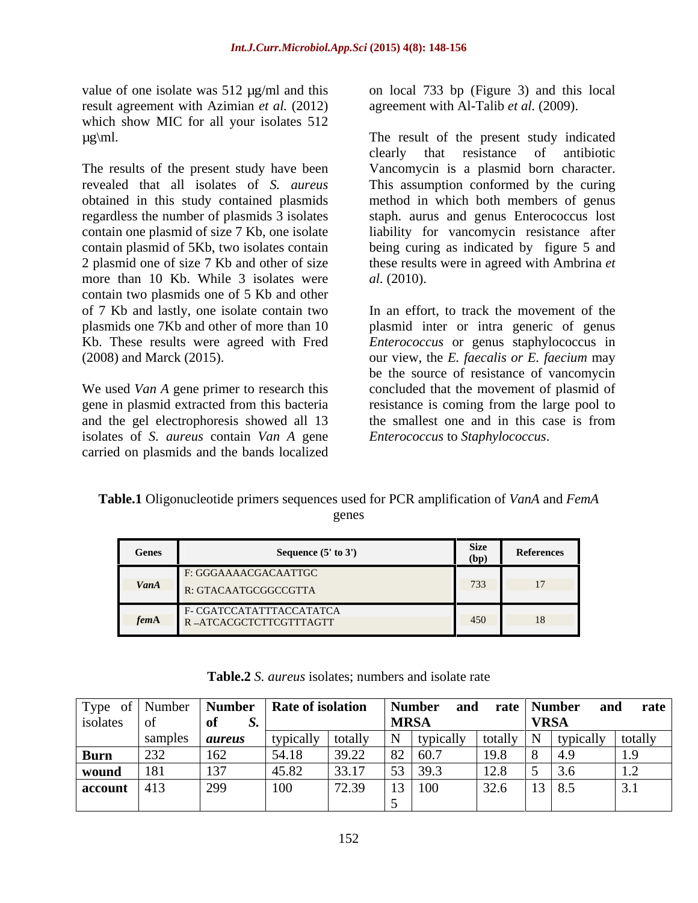value of one isolate was 512 µg/ml and this result agreement with Azimian *et al.* (2012) which show MIC for all your isolates 512 µg\ml.

The results of the present study have been revealed that all isolates of *S. aureus* obtained in this study contained plasmids regardless the number of plasmids 3 isolates contain one plasmid of size 7 Kb, one isolate contain plasmid of 5Kb, two isolates contain 2 plasmid one of size 7 Kb and other of size more than 10 Kb. While 3 isolates were contain two plasmids one of 5 Kb and other of 7 Kb and lastly, one isolate contain two plasmids one 7Kb and other of more than 10 Kb. These results were agreed with Fred (2008) and Marck (2015).

We used *Van A* gene primer to research this gene in plasmid extracted from this bacteria and the gel electrophoresis showed all 13 isolates of *S. aureus* contain *Van A* gene carried on plasmids and the bands localized on local 733 bp (Figure 3) and this local agreement with Al-Talib *et al.* (2009).

The result of the present study indicated clearly that resistance of antibiotic Vancomycin is a plasmid born character. This assumption conformed by the curing method in which both members of genus staph. aurus and genus Enterococcus lost liability for vancomycin resistance after being curing as indicated by figure 5 and these results were in agreed with Ambrina *et al.* (2010).

In an effort, to track the movement of the plasmid inter or intra generic of genus *Enterococcus* or genus staphylococcus in our view, the *E. faecalis or E. faecium* may be the source of resistance of vancomycin concluded that the movement of plasmid of resistance is coming from the large pool to the smallest one and in this case is from *Enterococcus* to *Staphylococcus*.

**Table.1** Oligonucleotide primers sequences used for PCR amplification of *VanA* and *FemA* genes

| Genes | Sequence (5' to 3') | Size (bp) | References |
|---|---|---|---|
| *VanA* | F: GGGAAAACGACAATTGC<br>R: GTACAATGCGGCCGTTA | 733 | 17 |
| *femA* | F- CGATCCATATTTACCATATCA<br>R –ATCACGCTCTTCGTTTAGTT | 450 | 18 |

**Table.2** *S. aureus* isolates; numbers and isolate rate

| Type of isolates | Number of samples | **Number of *S. aureus*** | **Rate of isolation** | | **Number and rate MRSA** | | | **Number and rate VRSA** | | |
|---|---|---|---|---|---|---|---|---|---|---|
| | | | typically | totally | N | typically | totally | N | typically | totally |
| **Burn** | 232 | 162 | 54.18 | 39.22 | 82 | 60.7 | 19.8 | 8 | 4.9 | 1.9 |
| **wound** | 181 | 137 | 45.82 | 33.17 | 53 | 39.3 | 12.8 | 5 | 3.6 | 1.2 |
| **account** | 413 | 299 | 100 | 72.39 | 135 | 100 | 32.6 | 13 | 8.5 | 3.1 |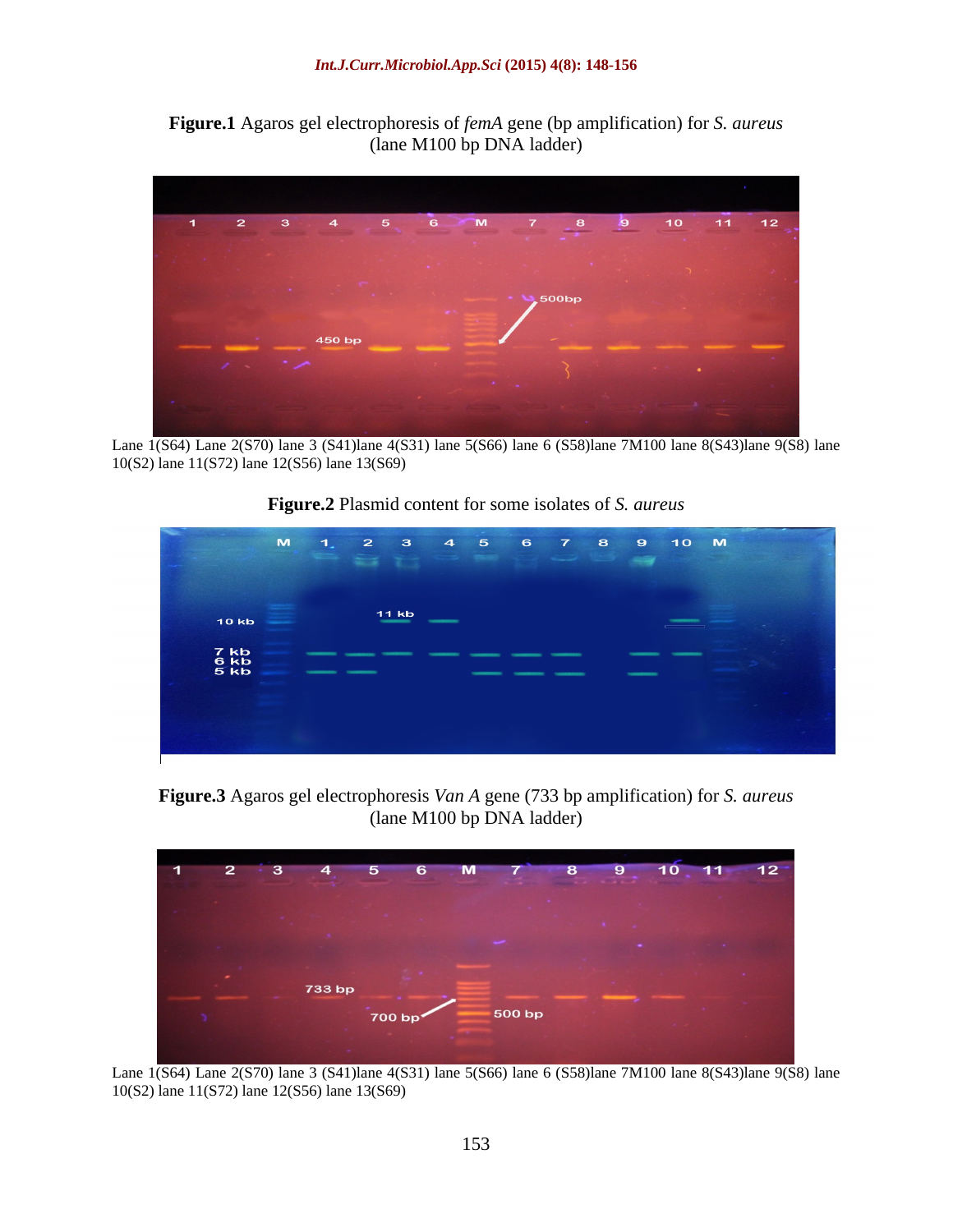**Figure.1** Agaros gel electrophoresis of *femA* gene (bp amplification) for *S. aureus* (lane M100 bp DNA ladder)

Lane 1(S64) Lane 2(S70) lane 3 (S41)lane 4(S31) lane 5(S66) lane 6 (S58)lane 7M100 lane 8(S43)lane 9(S8) lane 10(S2) lane 11(S72) lane 12(S56) lane 13(S69)

**Figure.2** Plasmid content for some isolates of *S. aureus*

**Figure.3** Agaros gel electrophoresis *Van A* gene (733 bp amplification) for *S. aureus* (lane M100 bp DNA ladder)

Lane 1(S64) Lane 2(S70) lane 3 (S41)lane 4(S31) lane 5(S66) lane 6 (S58)lane 7M100 lane 8(S43)lane 9(S8) lane 10(S2) lane 11(S72) lane 12(S56) lane 13(S69)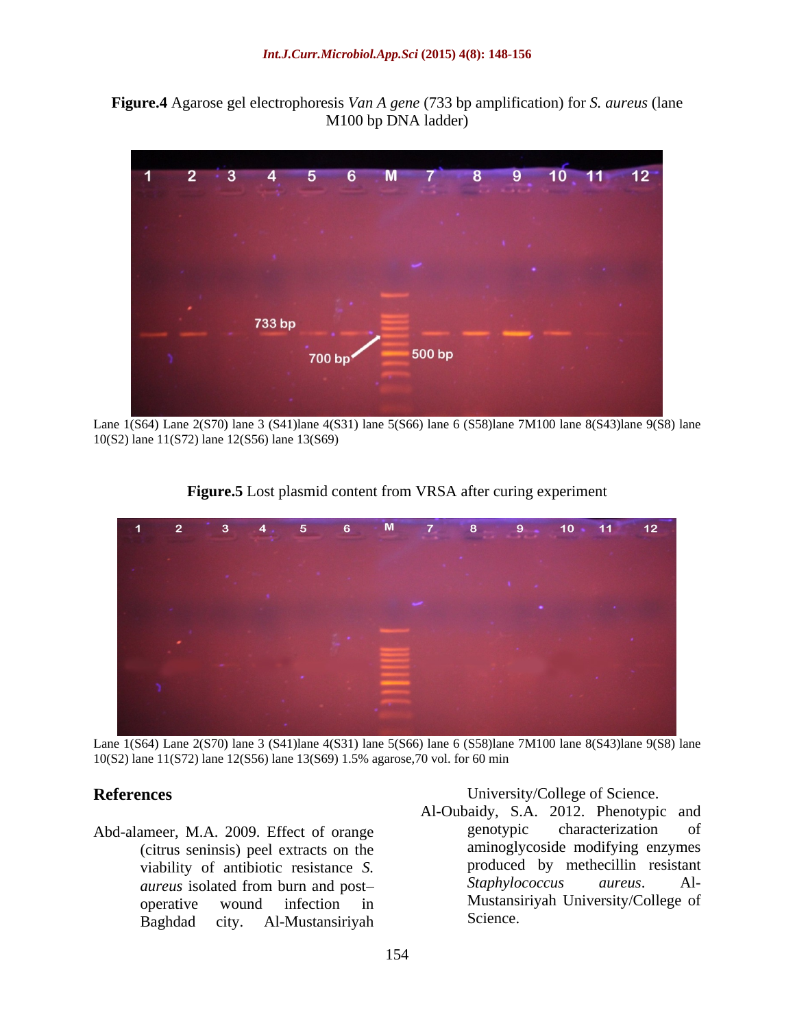**Figure.4** Agarose gel electrophoresis *Van A gene* (733 bp amplification) for *S. aureus* (lane M100 bp DNA ladder)

Lane 1(S64) Lane 2(S70) lane 3 (S41)lane 4(S31) lane 5(S66) lane 6 (S58)lane 7M100 lane 8(S43)lane 9(S8) lane 10(S2) lane 11(S72) lane 12(S56) lane 13(S69)

**Figure.5** Lost plasmid content from VRSA after curing experiment

Lane 1(S64) Lane 2(S70) lane 3 (S41)lane 4(S31) lane 5(S66) lane 6 (S58)lane 7M100 lane 8(S43)lane 9(S8) lane 10(S2) lane 11(S72) lane 12(S56) lane 13(S69) 1.5% agarose,70 vol. for 60 min

## References

Abd-alameer, M.A. 2009. Effect of orange (citrus seninsis) peel extracts on the viability of antibiotic resistance *S. aureus* isolated from burn and post–operative wound infection in Baghdad city. Al-Mustansiriyah University/College of Science.

Al-Oubaidy, S.A. 2012. Phenotypic and genotypic characterization of aminoglycoside modifying enzymes produced by methecillin resistant *Staphylococcus aureus*. Al-Mustansiriyah University/College of Science.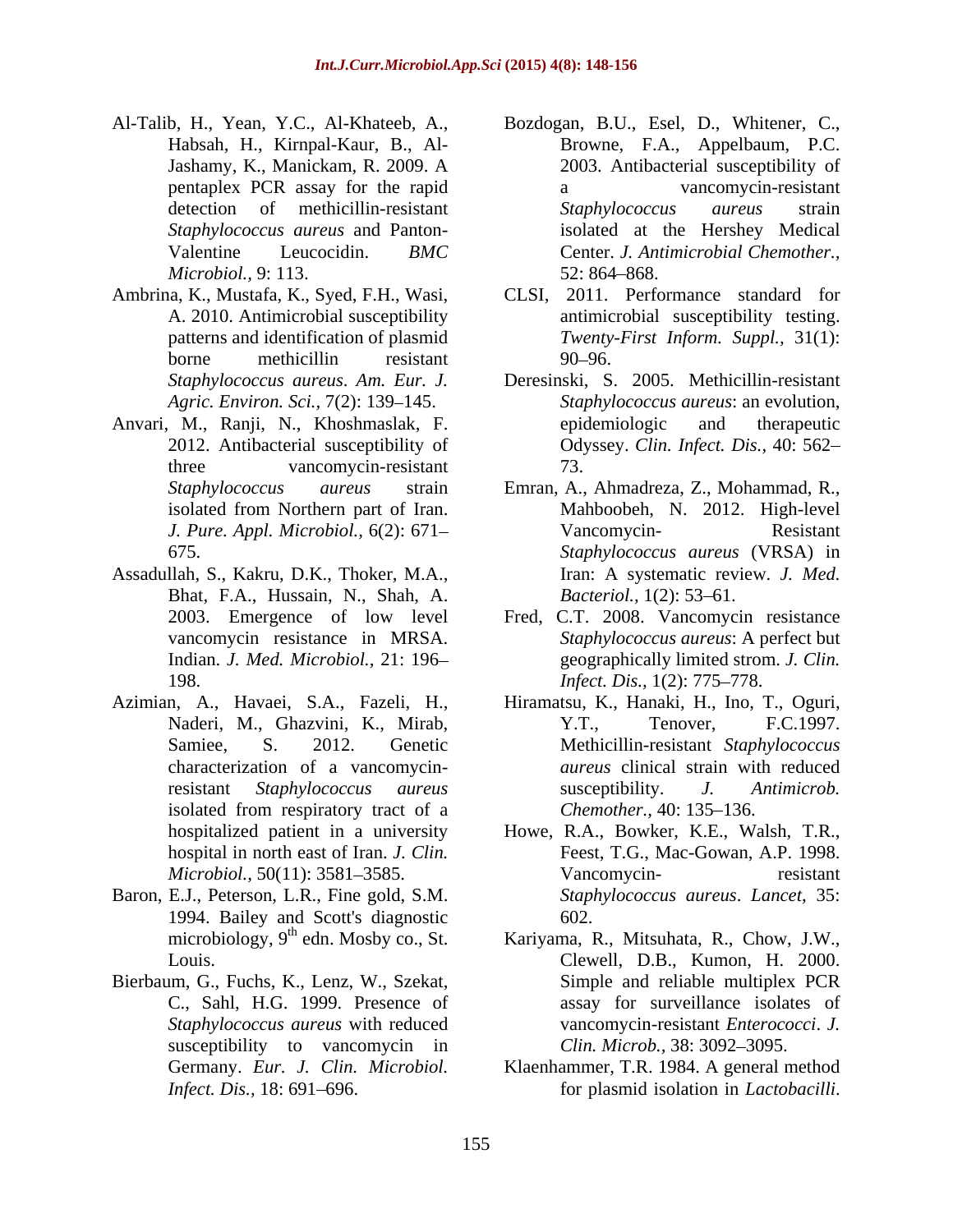Al-Talib, H., Yean, Y.C., Al-Khateeb, A., Habsah, H., Kirnpal-Kaur, B., Al-Jashamy, K., Manickam, R. 2009. A pentaplex PCR assay for the rapid detection of methicillin-resistant *Staphylococcus aureus* and Panton-Valentine Leucocidin. *BMC Microbiol.,* 9: 113.

Ambrina, K., Mustafa, K., Syed, F.H., Wasi, A. 2010. Antimicrobial susceptibility patterns and identification of plasmid borne methicillin resistant *Staphylococcus aureus*. *Am. Eur. J. Agric. Environ. Sci.,* 7(2): 139–145.

Anvari, M., Ranji, N., Khoshmaslak, F. 2012. Antibacterial susceptibility of three vancomycin-resistant *Staphylococcus aureus* strain isolated from Northern part of Iran. *J. Pure. Appl. Microbiol.,* 6(2): 671–675.

Assadullah, S., Kakru, D.K., Thoker, M.A., Bhat, F.A., Hussain, N., Shah, A. 2003. Emergence of low level vancomycin resistance in MRSA. Indian. *J. Med. Microbiol.,* 21: 196–198.

Azimian, A., Havaei, S.A., Fazeli, H., Naderi, M., Ghazvini, K., Mirab, Samiee, S. 2012. Genetic characterization of a vancomycin-resistant *Staphylococcus aureus* isolated from respiratory tract of a hospitalized patient in a university hospital in north east of Iran. *J. Clin. Microbiol.,* 50(11): 3581–3585.

Baron, E.J., Peterson, L.R., Fine gold, S.M. 1994. Bailey and Scott's diagnostic microbiology, 9[th] edn. Mosby co., St. Louis.

Bierbaum, G., Fuchs, K., Lenz, W., Szekat, C., Sahl, H.G. 1999. Presence of *Staphylococcus aureus* with reduced susceptibility to vancomycin in Germany. *Eur. J. Clin. Microbiol. Infect. Dis.,* 18: 691–696.

Bozdogan, B.U., Esel, D., Whitener, C., Browne, F.A., Appelbaum, P.C. 2003. Antibacterial susceptibility of a vancomycin-resistant *Staphylococcus aureus* strain isolated at the Hershey Medical Center. *J. Antimicrobial Chemother.,* 52: 864–868.

CLSI, 2011. Performance standard for antimicrobial susceptibility testing. *Twenty-First Inform. Suppl.,* 31(1): 90–96.

Deresinski, S. 2005. Methicillin-resistant *Staphylococcus aureus*: an evolution, epidemiologic and therapeutic Odyssey. *Clin. Infect. Dis.,* 40: 562–73.

Emran, A., Ahmadreza, Z., Mohammad, R., Mahboobeh, N. 2012. High-level Vancomycin- Resistant *Staphylococcus aureus* (VRSA) in Iran: A systematic review. *J. Med. Bacteriol.,* 1(2): 53–61.

Fred, C.T. 2008. Vancomycin resistance *Staphylococcus aureus*: A perfect but geographically limited strom. *J. Clin. Infect. Dis.,* 1(2): 775–778.

Hiramatsu, K., Hanaki, H., Ino, T., Oguri, Y.T., Tenover, F.C.1997. Methicillin-resistant *Staphylococcus aureus* clinical strain with reduced susceptibility. *J. Antimicrob. Chemother.,* 40: 135–136.

Howe, R.A., Bowker, K.E., Walsh, T.R., Feest, T.G., Mac-Gowan, A.P. 1998. Vancomycin- resistant *Staphylococcus aureus*. *Lancet,* 35: 602.

Kariyama, R., Mitsuhata, R., Chow, J.W., Clewell, D.B., Kumon, H. 2000. Simple and reliable multiplex PCR assay for surveillance isolates of vancomycin-resistant *Enterococci*. *J. Clin. Microb.,* 38: 3092–3095.

Klaenhammer, T.R. 1984. A general method for plasmid isolation in *Lactobacilli*.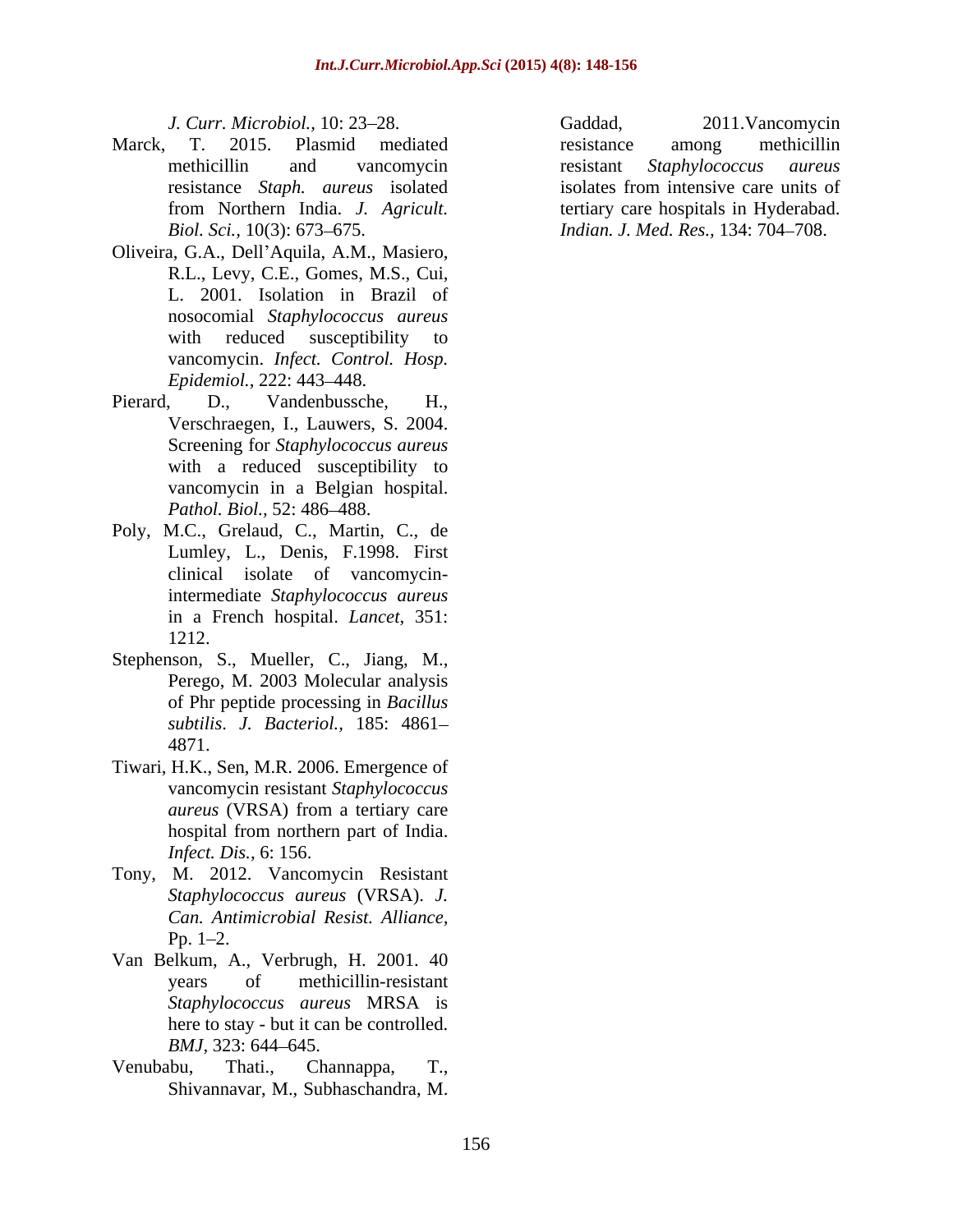J. Curr. Microbiol., 10: 23–28.

Marck, T. 2015. Plasmid mediated methicillin and vancomycin resistance *Staph. aureus* isolated from Northern India. *J. Agricult. Biol. Sci.*, 10(3): 673–675.

Oliveira, G.A., Dell'Aquila, A.M., Masiero, R.L., Levy, C.E., Gomes, M.S., Cui, L. 2001. Isolation in Brazil of nosocomial *Staphylococcus aureus* with reduced susceptibility to vancomycin. *Infect. Control. Hosp. Epidemiol.*, 222: 443–448.

Pierard, D., Vandenbussche, H., Verschraegen, I., Lauwers, S. 2004. Screening for *Staphylococcus aureus* with a reduced susceptibility to vancomycin in a Belgian hospital. *Pathol. Biol.*, 52: 486–488.

Poly, M.C., Grelaud, C., Martin, C., de Lumley, L., Denis, F.1998. First clinical isolate of vancomycin-intermediate *Staphylococcus aureus* in a French hospital. *Lancet*, 351: 1212.

Stephenson, S., Mueller, C., Jiang, M., Perego, M. 2003 Molecular analysis of Phr peptide processing in *Bacillus subtilis*. *J. Bacteriol.*, 185: 4861–4871.

Tiwari, H.K., Sen, M.R. 2006. Emergence of vancomycin resistant *Staphylococcus aureus* (VRSA) from a tertiary care hospital from northern part of India. *Infect. Dis.*, 6: 156.

Tony, M. 2012. Vancomycin Resistant *Staphylococcus aureus* (VRSA). *J. Can. Antimicrobial Resist. Alliance,* Pp. 1–2.

Van Belkum, A., Verbrugh, H. 2001. 40 years of methicillin-resistant *Staphylococcus aureus* MRSA is here to stay - but it can be controlled. *BMJ*, 323: 644–645.

Venubabu, Thati., Channappa, T., Shivannavar, M., Subhaschandra, M. Gaddad, 2011.Vancomycin resistance among methicillin resistant *Staphylococcus aureus* isolates from intensive care units of tertiary care hospitals in Hyderabad. *Indian. J. Med. Res.*, 134: 704–708.